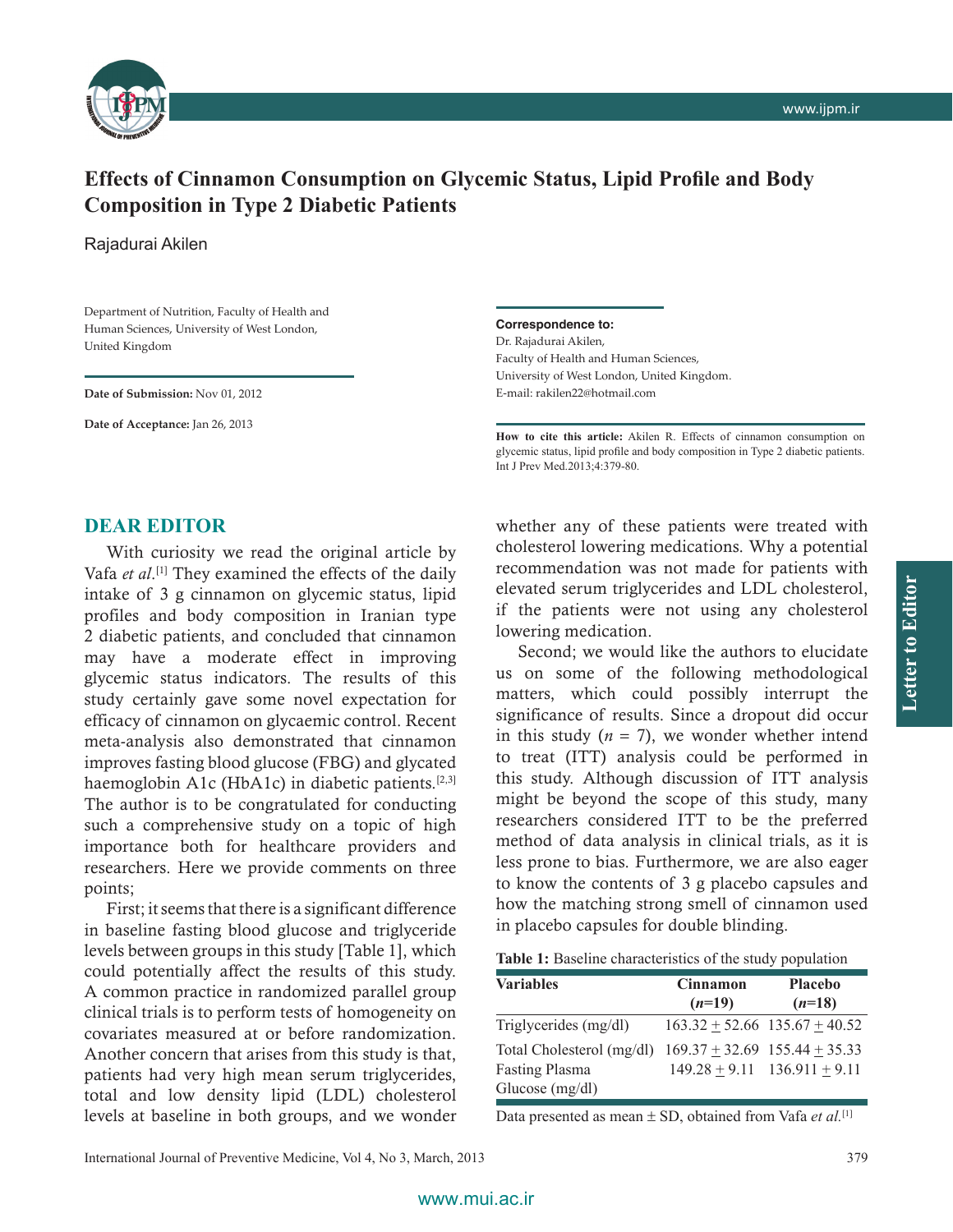# Effects of Cinnamon Consumption on Glycemic Status, Lipid Profile and Body Composition in Type 2 Diabetic Patients

Rajadurai Akilen

Department of Nutrition, Faculty of Health and Human Sciences, University of West London, United Kingdom

**Date of Submission:** Nov 01, 2012

**Date of Acceptance:** Jan 26, 2013

**Correspondence to:**
Dr. Rajadurai Akilen,
Faculty of Health and Human Sciences,
University of West London, United Kingdom.
E-mail: rakilen22@hotmail.com

**How to cite this article:** Akilen R. Effects of cinnamon consumption on glycemic status, lipid profile and body composition in Type 2 diabetic patients. Int J Prev Med.2013;4:379-80.

## DEAR EDITOR

With curiosity we read the original article by Vafa *et al*.[1] They examined the effects of the daily intake of 3 g cinnamon on glycemic status, lipid profiles and body composition in Iranian type 2 diabetic patients, and concluded that cinnamon may have a moderate effect in improving glycemic status indicators. The results of this study certainly gave some novel expectation for efficacy of cinnamon on glycaemic control. Recent meta-analysis also demonstrated that cinnamon improves fasting blood glucose (FBG) and glycated haemoglobin A1c (HbA1c) in diabetic patients.[2,3] The author is to be congratulated for conducting such a comprehensive study on a topic of high importance both for healthcare providers and researchers. Here we provide comments on three points;

First; it seems that there is a significant difference in baseline fasting blood glucose and triglyceride levels between groups in this study [Table 1], which could potentially affect the results of this study. A common practice in randomized parallel group clinical trials is to perform tests of homogeneity on covariates measured at or before randomization. Another concern that arises from this study is that, patients had very high mean serum triglycerides, total and low density lipid (LDL) cholesterol levels at baseline in both groups, and we wonder whether any of these patients were treated with cholesterol lowering medications. Why a potential recommendation was not made for patients with elevated serum triglycerides and LDL cholesterol, if the patients were not using any cholesterol lowering medication.

Second; we would like the authors to elucidate us on some of the following methodological matters, which could possibly interrupt the significance of results. Since a dropout did occur in this study ($n$ = 7), we wonder whether intend to treat (ITT) analysis could be performed in this study. Although discussion of ITT analysis might be beyond the scope of this study, many researchers considered ITT to be the preferred method of data analysis in clinical trials, as it is less prone to bias. Furthermore, we are also eager to know the contents of 3 g placebo capsules and how the matching strong smell of cinnamon used in placebo capsules for double blinding.

**Table 1:** Baseline characteristics of the study population

| Variables | Cinnamon ($n$=19) | Placebo ($n$=18) |
|---|---|---|
| Triglycerides (mg/dl) | 163.32 ± 52.66 | 135.67 ± 40.52 |
| Total Cholesterol (mg/dl) | 169.37 ± 32.69 | 155.44 ± 35.33 |
| Fasting Plasma Glucose (mg/dl) | 149.28 ± 9.11 | 136.911 ± 9.11 |

Data presented as mean ± SD, obtained from Vafa *et al.*[1]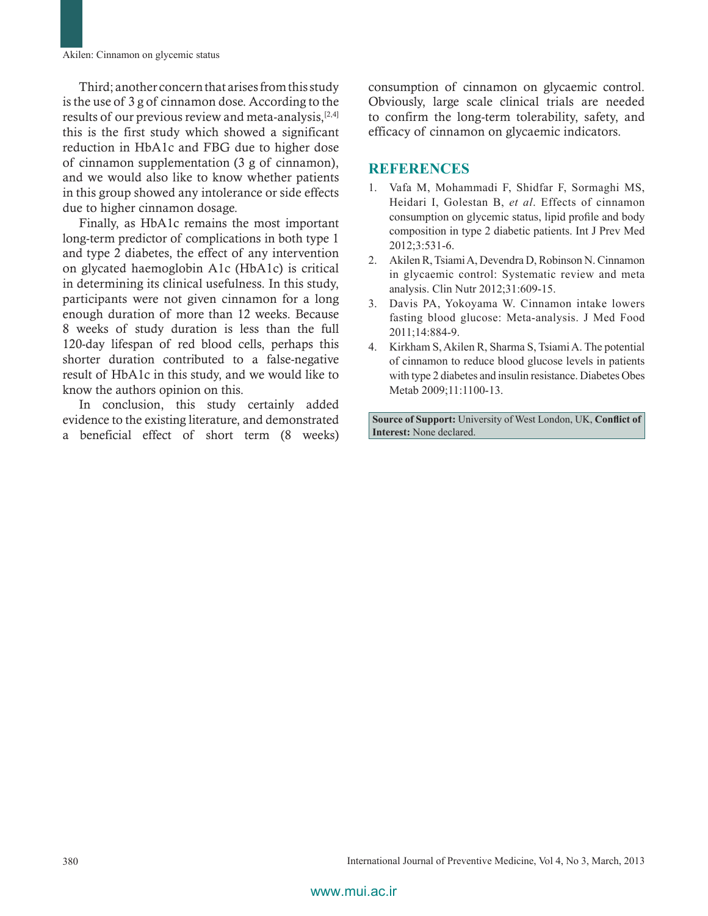Third; another concern that arises from this study is the use of 3 g of cinnamon dose. According to the results of our previous review and meta-analysis,[2,4] this is the first study which showed a significant reduction in HbA1c and FBG due to higher dose of cinnamon supplementation (3 g of cinnamon), and we would also like to know whether patients in this group showed any intolerance or side effects due to higher cinnamon dosage.

Finally, as HbA1c remains the most important long-term predictor of complications in both type 1 and type 2 diabetes, the effect of any intervention on glycated haemoglobin A1c (HbA1c) is critical in determining its clinical usefulness. In this study, participants were not given cinnamon for a long enough duration of more than 12 weeks. Because 8 weeks of study duration is less than the full 120-day lifespan of red blood cells, perhaps this shorter duration contributed to a false-negative result of HbA1c in this study, and we would like to know the authors opinion on this.

In conclusion, this study certainly added evidence to the existing literature, and demonstrated a beneficial effect of short term (8 weeks) consumption of cinnamon on glycaemic control. Obviously, large scale clinical trials are needed to confirm the long-term tolerability, safety, and efficacy of cinnamon on glycaemic indicators.

## REFERENCES

1. Vafa M, Mohammadi F, Shidfar F, Sormaghi MS, Heidari I, Golestan B, *et al*. Effects of cinnamon consumption on glycemic status, lipid profile and body composition in type 2 diabetic patients. Int J Prev Med 2012;3:531-6.
2. Akilen R, Tsiami A, Devendra D, Robinson N. Cinnamon in glycaemic control: Systematic review and meta analysis. Clin Nutr 2012;31:609-15.
3. Davis PA, Yokoyama W. Cinnamon intake lowers fasting blood glucose: Meta-analysis. J Med Food 2011;14:884-9.
4. Kirkham S, Akilen R, Sharma S, Tsiami A. The potential of cinnamon to reduce blood glucose levels in patients with type 2 diabetes and insulin resistance. Diabetes Obes Metab 2009;11:1100-13.

**Source of Support:** University of West London, UK, **Conflict of Interest:** None declared.